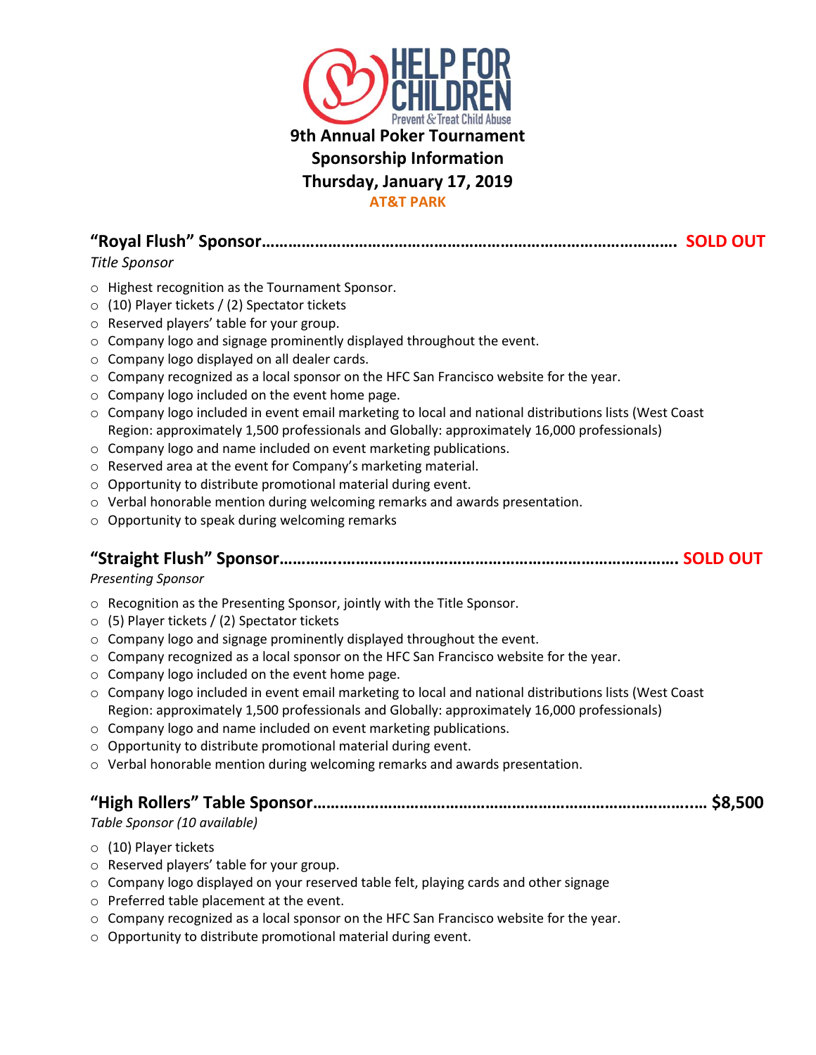HELP FOR CHILDREN

Prevent & Treat Child Abuse

# 9th Annual Poker Tournament
## Sponsorship Information
## Thursday, January 17, 2019
**AT&T PARK**

### "Royal Flush" Sponsor………………………………………………………………………………. SOLD OUT

*Title Sponsor*

- Highest recognition as the Tournament Sponsor.
- (10) Player tickets / (2) Spectator tickets
- Reserved players' table for your group.
- Company logo and signage prominently displayed throughout the event.
- Company logo displayed on all dealer cards.
- Company recognized as a local sponsor on the HFC San Francisco website for the year.
- Company logo included on the event home page.
- Company logo included in event email marketing to local and national distributions lists (West Coast Region: approximately 1,500 professionals and Globally: approximately 16,000 professionals)
- Company logo and name included on event marketing publications.
- Reserved area at the event for Company's marketing material.
- Opportunity to distribute promotional material during event.
- Verbal honorable mention during welcoming remarks and awards presentation.
- Opportunity to speak during welcoming remarks

### "Straight Flush" Sponsor………..…………………………………………………………………. SOLD OUT

*Presenting Sponsor*

- Recognition as the Presenting Sponsor, jointly with the Title Sponsor.
- (5) Player tickets / (2) Spectator tickets
- Company logo and signage prominently displayed throughout the event.
- Company recognized as a local sponsor on the HFC San Francisco website for the year.
- Company logo included on the event home page.
- Company logo included in event email marketing to local and national distributions lists (West Coast Region: approximately 1,500 professionals and Globally: approximately 16,000 professionals)
- Company logo and name included on event marketing publications.
- Opportunity to distribute promotional material during event.
- Verbal honorable mention during welcoming remarks and awards presentation.

### "High Rollers" Table Sponsor……………………………………………………………………..… $8,500

*Table Sponsor (10 available)*

- (10) Player tickets
- Reserved players' table for your group.
- Company logo displayed on your reserved table felt, playing cards and other signage
- Preferred table placement at the event.
- Company recognized as a local sponsor on the HFC San Francisco website for the year.
- Opportunity to distribute promotional material during event.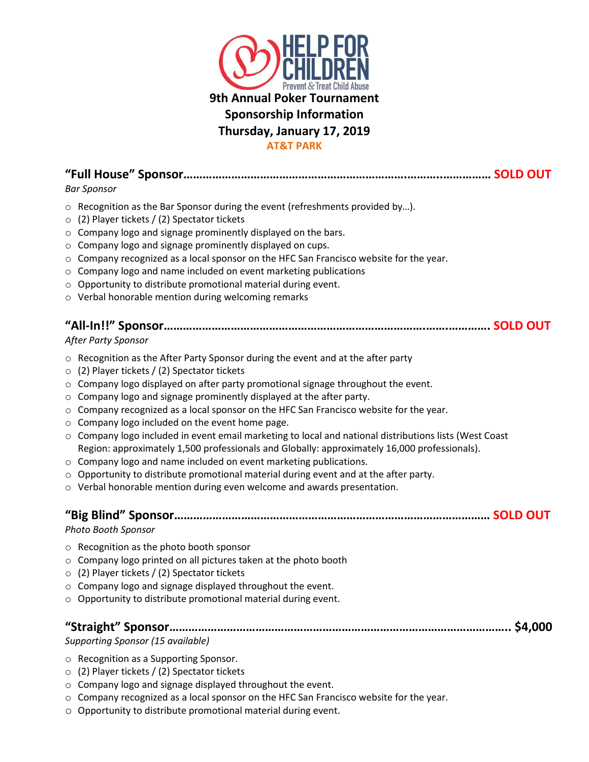HELP FOR CHILDREN

Prevent & Treat Child Abuse

# 9th Annual Poker Tournament
# Sponsorship Information
# Thursday, January 17, 2019
**AT&T PARK**

## "Full House" Sponsor………………………………………………………………………………… SOLD OUT

*Bar Sponsor*

- Recognition as the Bar Sponsor during the event (refreshments provided by…).
- (2) Player tickets / (2) Spectator tickets
- Company logo and signage prominently displayed on the bars.
- Company logo and signage prominently displayed on cups.
- Company recognized as a local sponsor on the HFC San Francisco website for the year.
- Company logo and name included on event marketing publications
- Opportunity to distribute promotional material during event.
- Verbal honorable mention during welcoming remarks

## "All-In!!" Sponsor…………………………………………………………………………………. SOLD OUT

*After Party Sponsor*

- Recognition as the After Party Sponsor during the event and at the after party
- (2) Player tickets / (2) Spectator tickets
- Company logo displayed on after party promotional signage throughout the event.
- Company logo and signage prominently displayed at the after party.
- Company recognized as a local sponsor on the HFC San Francisco website for the year.
- Company logo included on the event home page.
- Company logo included in event email marketing to local and national distributions lists (West Coast Region: approximately 1,500 professionals and Globally: approximately 16,000 professionals).
- Company logo and name included on event marketing publications.
- Opportunity to distribute promotional material during event and at the after party.
- Verbal honorable mention during even welcome and awards presentation.

## "Big Blind" Sponsor………………………………………………………………………………… SOLD OUT

*Photo Booth Sponsor*

- Recognition as the photo booth sponsor
- Company logo printed on all pictures taken at the photo booth
- (2) Player tickets / (2) Spectator tickets
- Company logo and signage displayed throughout the event.
- Opportunity to distribute promotional material during event.

## "Straight" Sponsor……………………………………………………………………………………. $4,000

*Supporting Sponsor (15 available)*

- Recognition as a Supporting Sponsor.
- (2) Player tickets / (2) Spectator tickets
- Company logo and signage displayed throughout the event.
- Company recognized as a local sponsor on the HFC San Francisco website for the year.
- Opportunity to distribute promotional material during event.